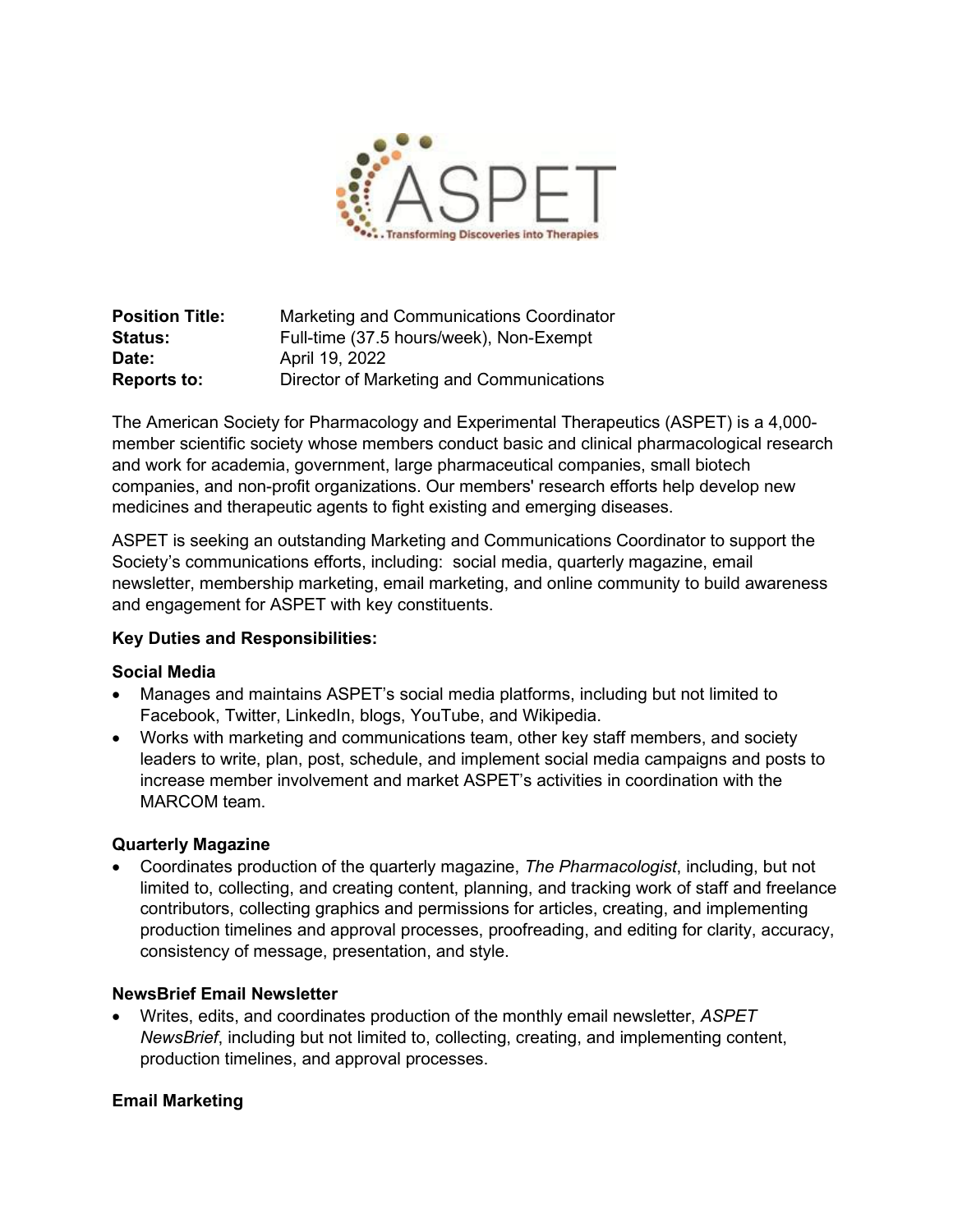**Position Title:** Marketing and Communications Coordinator
**Status:** Full-time (37.5 hours/week), Non-Exempt
**Date:** April 19, 2022
**Reports to:** Director of Marketing and Communications

The American Society for Pharmacology and Experimental Therapeutics (ASPET) is a 4,000-member scientific society whose members conduct basic and clinical pharmacological research and work for academia, government, large pharmaceutical companies, small biotech companies, and non-profit organizations. Our members' research efforts help develop new medicines and therapeutic agents to fight existing and emerging diseases.

ASPET is seeking an outstanding Marketing and Communications Coordinator to support the Society's communications efforts, including: social media, quarterly magazine, email newsletter, membership marketing, email marketing, and online community to build awareness and engagement for ASPET with key constituents.

**Key Duties and Responsibilities:**

**Social Media**

- Manages and maintains ASPET's social media platforms, including but not limited to Facebook, Twitter, LinkedIn, blogs, YouTube, and Wikipedia.
- Works with marketing and communications team, other key staff members, and society leaders to write, plan, post, schedule, and implement social media campaigns and posts to increase member involvement and market ASPET's activities in coordination with the MARCOM team.

**Quarterly Magazine**

- Coordinates production of the quarterly magazine, *The Pharmacologist*, including, but not limited to, collecting, and creating content, planning, and tracking work of staff and freelance contributors, collecting graphics and permissions for articles, creating, and implementing production timelines and approval processes, proofreading, and editing for clarity, accuracy, consistency of message, presentation, and style.

**NewsBrief Email Newsletter**

- Writes, edits, and coordinates production of the monthly email newsletter, *ASPET NewsBrief*, including but not limited to, collecting, creating, and implementing content, production timelines, and approval processes.

**Email Marketing**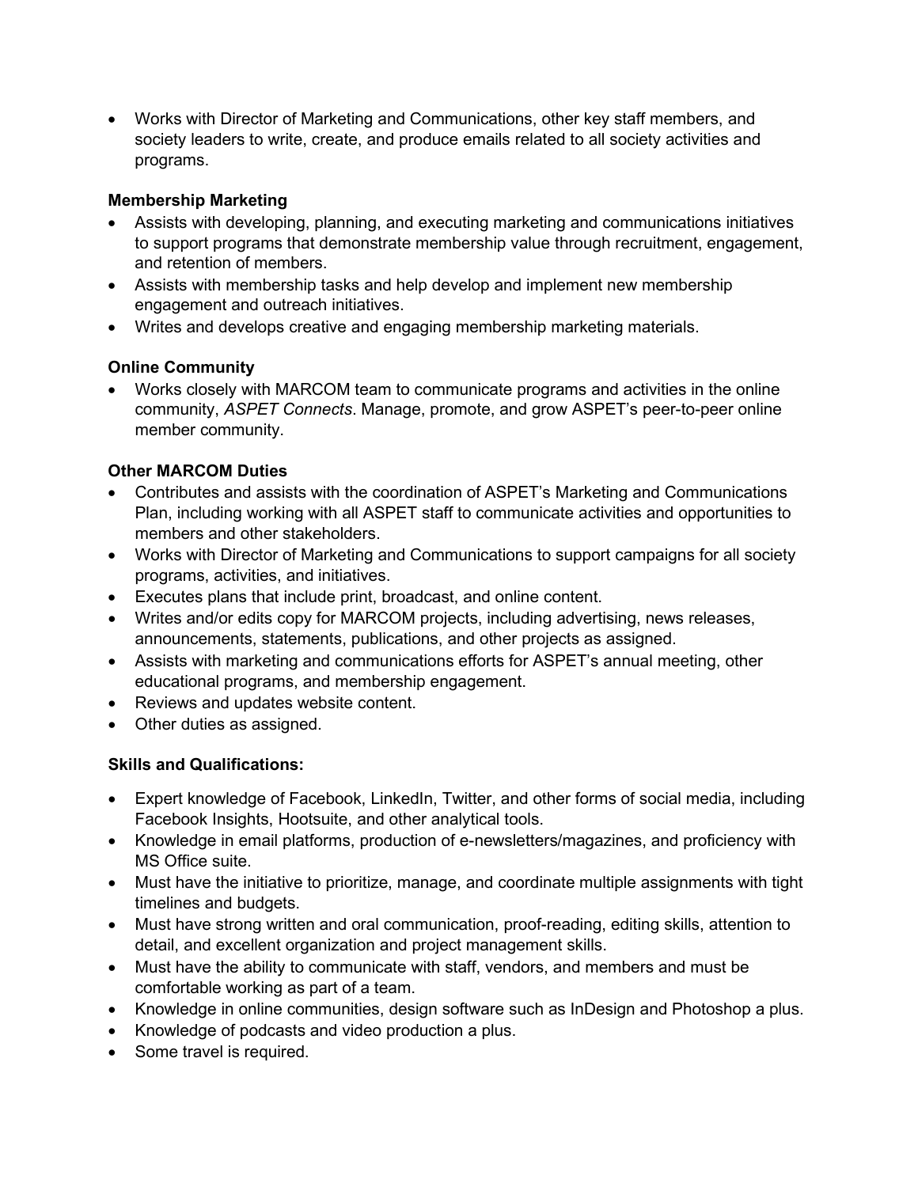- Works with Director of Marketing and Communications, other key staff members, and society leaders to write, create, and produce emails related to all society activities and programs.

**Membership Marketing**

- Assists with developing, planning, and executing marketing and communications initiatives to support programs that demonstrate membership value through recruitment, engagement, and retention of members.
- Assists with membership tasks and help develop and implement new membership engagement and outreach initiatives.
- Writes and develops creative and engaging membership marketing materials.

**Online Community**

- Works closely with MARCOM team to communicate programs and activities in the online community, *ASPET Connects*. Manage, promote, and grow ASPET's peer-to-peer online member community.

**Other MARCOM Duties**

- Contributes and assists with the coordination of ASPET's Marketing and Communications Plan, including working with all ASPET staff to communicate activities and opportunities to members and other stakeholders.
- Works with Director of Marketing and Communications to support campaigns for all society programs, activities, and initiatives.
- Executes plans that include print, broadcast, and online content.
- Writes and/or edits copy for MARCOM projects, including advertising, news releases, announcements, statements, publications, and other projects as assigned.
- Assists with marketing and communications efforts for ASPET's annual meeting, other educational programs, and membership engagement.
- Reviews and updates website content.
- Other duties as assigned.

**Skills and Qualifications:**

- Expert knowledge of Facebook, LinkedIn, Twitter, and other forms of social media, including Facebook Insights, Hootsuite, and other analytical tools.
- Knowledge in email platforms, production of e-newsletters/magazines, and proficiency with MS Office suite.
- Must have the initiative to prioritize, manage, and coordinate multiple assignments with tight timelines and budgets.
- Must have strong written and oral communication, proof-reading, editing skills, attention to detail, and excellent organization and project management skills.
- Must have the ability to communicate with staff, vendors, and members and must be comfortable working as part of a team.
- Knowledge in online communities, design software such as InDesign and Photoshop a plus.
- Knowledge of podcasts and video production a plus.
- Some travel is required.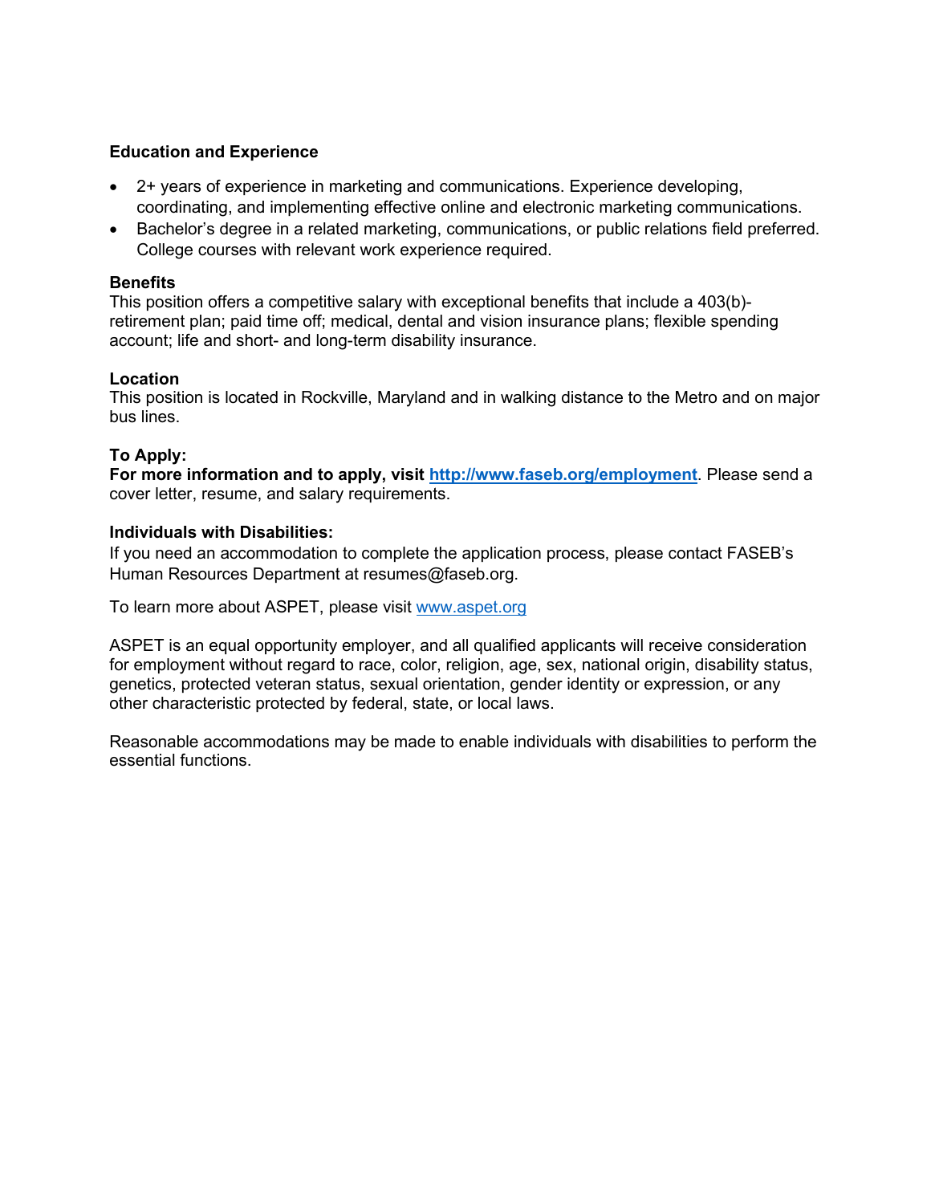**Education and Experience**

- 2+ years of experience in marketing and communications. Experience developing, coordinating, and implementing effective online and electronic marketing communications.
- Bachelor's degree in a related marketing, communications, or public relations field preferred. College courses with relevant work experience required.

**Benefits**
This position offers a competitive salary with exceptional benefits that include a 403(b)-retirement plan; paid time off; medical, dental and vision insurance plans; flexible spending account; life and short- and long-term disability insurance.

**Location**
This position is located in Rockville, Maryland and in walking distance to the Metro and on major bus lines.

**To Apply:**
**For more information and to apply, visit http://www.faseb.org/employment**. Please send a cover letter, resume, and salary requirements.

**Individuals with Disabilities:**
If you need an accommodation to complete the application process, please contact FASEB's Human Resources Department at resumes@faseb.org.

To learn more about ASPET, please visit www.aspet.org

ASPET is an equal opportunity employer, and all qualified applicants will receive consideration for employment without regard to race, color, religion, age, sex, national origin, disability status, genetics, protected veteran status, sexual orientation, gender identity or expression, or any other characteristic protected by federal, state, or local laws.

Reasonable accommodations may be made to enable individuals with disabilities to perform the essential functions.